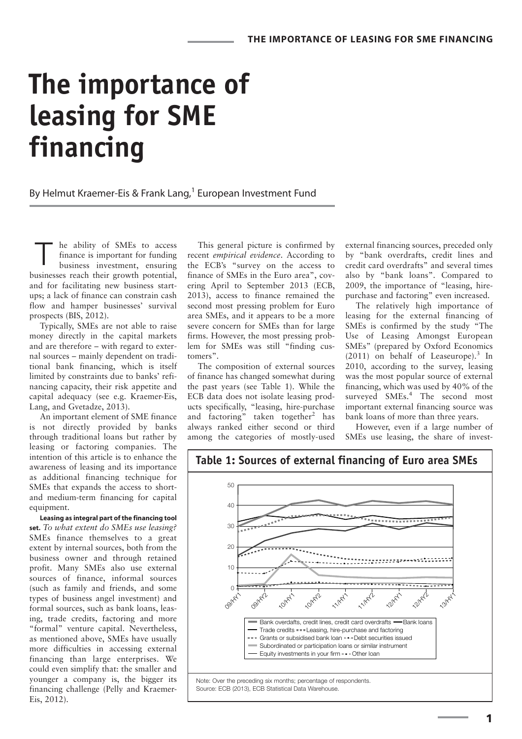# The importance of leasing for SME financing

By Helmut Kraemer-Eis & Frank Lang,[1] European Investment Fund

The ability of SMEs to access finance is important for funding business investment, ensuring businesses reach their growth potential, and for facilitating new business start-ups; a lack of finance can constrain cash flow and hamper businesses' survival prospects (BIS, 2012).

Typically, SMEs are not able to raise money directly in the capital markets and are therefore – with regard to external sources – mainly dependent on traditional bank financing, which is itself limited by constraints due to banks' refinancing capacity, their risk appetite and capital adequacy (see e.g. Kraemer-Eis, Lang, and Gvetadze, 2013).

An important element of SME finance is not directly provided by banks through traditional loans but rather by leasing or factoring companies. The intention of this article is to enhance the awareness of leasing and its importance as additional financing technique for SMEs that expands the access to short- and medium-term financing for capital equipment.

**Leasing as integral part of the financing tool set.** *To what extent do SMEs use leasing?* SMEs finance themselves to a great extent by internal sources, both from the business owner and through retained profit. Many SMEs also use external sources of finance, informal sources (such as family and friends, and some types of business angel investment) and formal sources, such as bank loans, leasing, trade credits, factoring and more "formal" venture capital. Nevertheless, as mentioned above, SMEs have usually more difficulties in accessing external financing than large enterprises. We could even simplify that: the smaller and younger a company is, the bigger its financing challenge (Pelly and Kraemer-Eis, 2012).

This general picture is confirmed by recent *empirical evidence*. According to the ECB's "survey on the access to finance of SMEs in the Euro area", covering April to September 2013 (ECB, 2013), access to finance remained the second most pressing problem for Euro area SMEs, and it appears to be a more severe concern for SMEs than for large firms. However, the most pressing problem for SMEs was still "finding customers".

The composition of external sources of finance has changed somewhat during the past years (see Table 1). While the ECB data does not isolate leasing products specifically, "leasing, hire-purchase and factoring" taken together[2] has always ranked either second or third among the categories of mostly-used external financing sources, preceded only by "bank overdrafts, credit lines and credit card overdrafts" and several times also by "bank loans". Compared to 2009, the importance of "leasing, hire-purchase and factoring" even increased.

The relatively high importance of leasing for the external financing of SMEs is confirmed by the study "The Use of Leasing Amongst European SMEs" (prepared by Oxford Economics (2011) on behalf of Leaseurope).[3] In 2010, according to the survey, leasing was the most popular source of external financing, which was used by 40% of the surveyed SMEs.[4] The second most important external financing source was bank loans of more than three years.

However, even if a large number of SMEs use leasing, the share of invest-

**Table 1: Sources of external financing of Euro area SMEs**

Legend: Bank overdafts, credit lines, credit card overdrafts; Bank loans; Trade credits; Leasing, hire-purchase and factoring; Grants or subsidised bank loan; Debt securities issued; Subordinated or participation loans or similar instrument; Equity investments in your firm; Other loan

Periods: 09/HY1, 09/HY2, 10/HY1, 10/HY2, 11/HY1, 11/HY2, 12/HY1, 12/HY2, 13/HY1

Note: Over the preceding six months; percentage of respondents.
Source: ECB (2013), ECB Statistical Data Warehouse.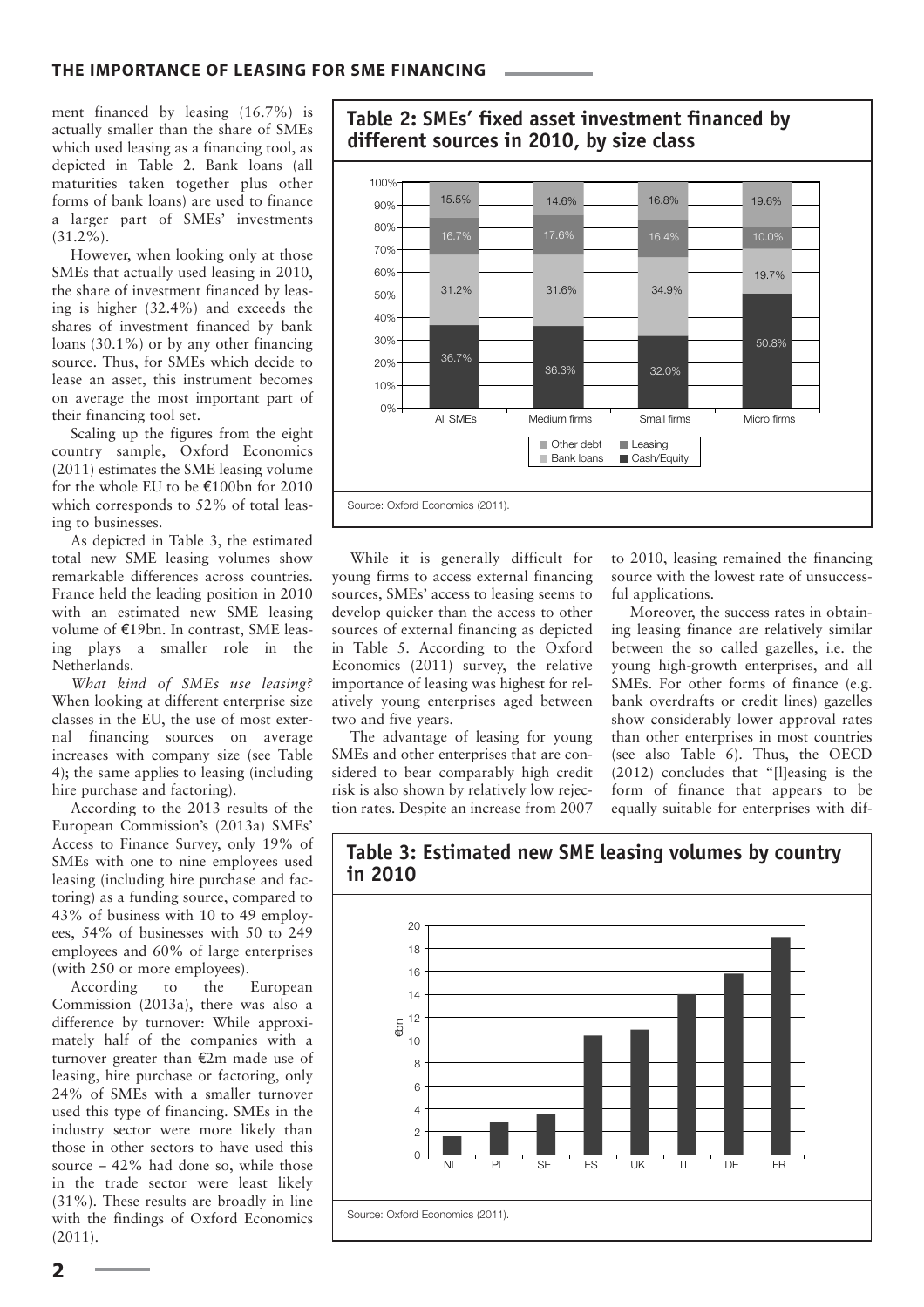ment financed by leasing (16.7%) is actually smaller than the share of SMEs which used leasing as a financing tool, as depicted in Table 2. Bank loans (all maturities taken together plus other forms of bank loans) are used to finance a larger part of SMEs' investments (31.2%).

However, when looking only at those SMEs that actually used leasing in 2010, the share of investment financed by leasing is higher (32.4%) and exceeds the shares of investment financed by bank loans (30.1%) or by any other financing source. Thus, for SMEs which decide to lease an asset, this instrument becomes on average the most important part of their financing tool set.

Scaling up the figures from the eight country sample, Oxford Economics (2011) estimates the SME leasing volume for the whole EU to be €100bn for 2010 which corresponds to 52% of total leasing to businesses.

As depicted in Table 3, the estimated total new SME leasing volumes show remarkable differences across countries. France held the leading position in 2010 with an estimated new SME leasing volume of €19bn. In contrast, SME leasing plays a smaller role in the Netherlands.

*What kind of SMEs use leasing?* When looking at different enterprise size classes in the EU, the use of most external financing sources on average increases with company size (see Table 4); the same applies to leasing (including hire purchase and factoring).

According to the 2013 results of the European Commission's (2013a) SMEs' Access to Finance Survey, only 19% of SMEs with one to nine employees used leasing (including hire purchase and factoring) as a funding source, compared to 43% of business with 10 to 49 employees, 54% of businesses with 50 to 249 employees and 60% of large enterprises (with 250 or more employees).

According to the European Commission (2013a), there was also a difference by turnover: While approximately half of the companies with a turnover greater than €2m made use of leasing, hire purchase or factoring, only 24% of SMEs with a smaller turnover used this type of financing. SMEs in the industry sector were more likely than those in other sectors to have used this source – 42% had done so, while those in the trade sector were least likely (31%). These results are broadly in line with the findings of Oxford Economics (2011).

**Table 2: SMEs' fixed asset investment financed by different sources in 2010, by size class**

| | All SMEs | Medium firms | Small firms | Micro firms |
|---|---|---|---|---|
| Other debt | 15.5% | 14.6% | 16.8% | 19.6% |
| Leasing | 16.7% | 17.6% | 16.4% | 10.0% |
| Bank loans | 31.2% | 31.6% | 34.9% | 19.7% |
| Cash/Equity | 36.7% | 36.3% | 32.0% | 50.8% |

Source: Oxford Economics (2011).

While it is generally difficult for young firms to access external financing sources, SMEs' access to leasing seems to develop quicker than the access to other sources of external financing as depicted in Table 5. According to the Oxford Economics (2011) survey, the relative importance of leasing was highest for relatively young enterprises aged between two and five years.

The advantage of leasing for young SMEs and other enterprises that are considered to bear comparably high credit risk is also shown by relatively low rejection rates. Despite an increase from 2007 to 2010, leasing remained the financing source with the lowest rate of unsuccessful applications.

Moreover, the success rates in obtaining leasing finance are relatively similar between the so called gazelles, i.e. the young high-growth enterprises, and all SMEs. For other forms of finance (e.g. bank overdrafts or credit lines) gazelles show considerably lower approval rates than other enterprises in most countries (see also Table 6). Thus, the OECD (2012) concludes that "[l]easing is the form of finance that appears to be equally suitable for enterprises with dif-

**Table 3: Estimated new SME leasing volumes by country in 2010**

| Country | €bn (approx.) |
|---|---|
| NL | 1.6 |
| PL | 2.8 |
| SE | 3.5 |
| ES | 10.4 |
| UK | 10.9 |
| IT | 14 |
| DE | 15.8 |
| FR | 19 |

Source: Oxford Economics (2011).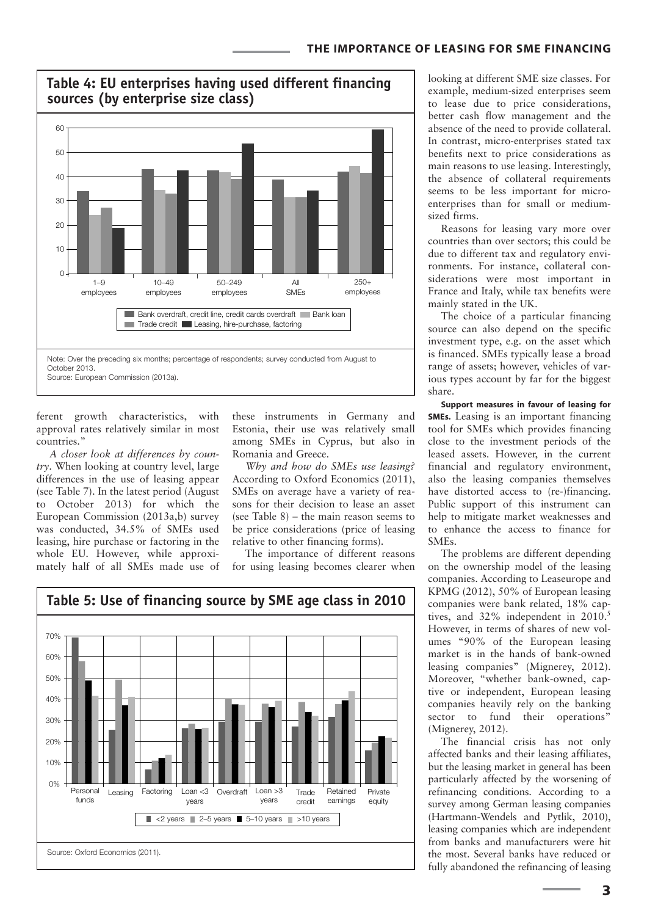## Table 4: EU enterprises having used different financing sources (by enterprise size class)

Note: Over the preceding six months; percentage of respondents; survey conducted from August to October 2013.
Source: European Commission (2013a).

ferent growth characteristics, with approval rates relatively similar in most countries."

*A closer look at differences by country*. When looking at country level, large differences in the use of leasing appear (see Table 7). In the latest period (August to October 2013) for which the European Commission (2013a,b) survey was conducted, 34.5% of SMEs used leasing, hire purchase or factoring in the whole EU. However, while approximately half of all SMEs made use of these instruments in Germany and Estonia, their use was relatively small among SMEs in Cyprus, but also in Romania and Greece.

*Why and how do SMEs use leasing?* According to Oxford Economics (2011), SMEs on average have a variety of reasons for their decision to lease an asset (see Table 8) – the main reason seems to be price considerations (price of leasing relative to other financing forms).

The importance of different reasons for using leasing becomes clearer when looking at different SME size classes. For example, medium-sized enterprises seem to lease due to price considerations, better cash flow management and the absence of the need to provide collateral. In contrast, micro-enterprises stated tax benefits next to price considerations as main reasons to use leasing. Interestingly, the absence of collateral requirements seems to be less important for micro-enterprises than for small or medium-sized firms.

Reasons for leasing vary more over countries than over sectors; this could be due to different tax and regulatory environments. For instance, collateral considerations were most important in France and Italy, while tax benefits were mainly stated in the UK.

The choice of a particular financing source can also depend on the specific investment type, e.g. on the asset which is financed. SMEs typically lease a broad range of assets; however, vehicles of various types account by far for the biggest share.

## Table 5: Use of financing source by SME age class in 2010

Source: Oxford Economics (2011).

**Support measures in favour of leasing for SMEs.** Leasing is an important financing tool for SMEs which provides financing close to the investment periods of the leased assets. However, in the current financial and regulatory environment, also the leasing companies themselves have distorted access to (re-)financing. Public support of this instrument can help to mitigate market weaknesses and to enhance the access to finance for SMEs.

The problems are different depending on the ownership model of the leasing companies. According to Leaseurope and KPMG (2012), 50% of European leasing companies were bank related, 18% captives, and 32% independent in 2010.[5] However, in terms of shares of new volumes "90% of the European leasing market is in the hands of bank-owned leasing companies" (Mignerey, 2012). Moreover, "whether bank-owned, captive or independent, European leasing companies heavily rely on the banking sector to fund their operations" (Mignerey, 2012).

The financial crisis has not only affected banks and their leasing affiliates, but the leasing market in general has been particularly affected by the worsening of refinancing conditions. According to a survey among German leasing companies (Hartmann-Wendels and Pytlik, 2010), leasing companies which are independent from banks and manufacturers were hit the most. Several banks have reduced or fully abandoned the refinancing of leasing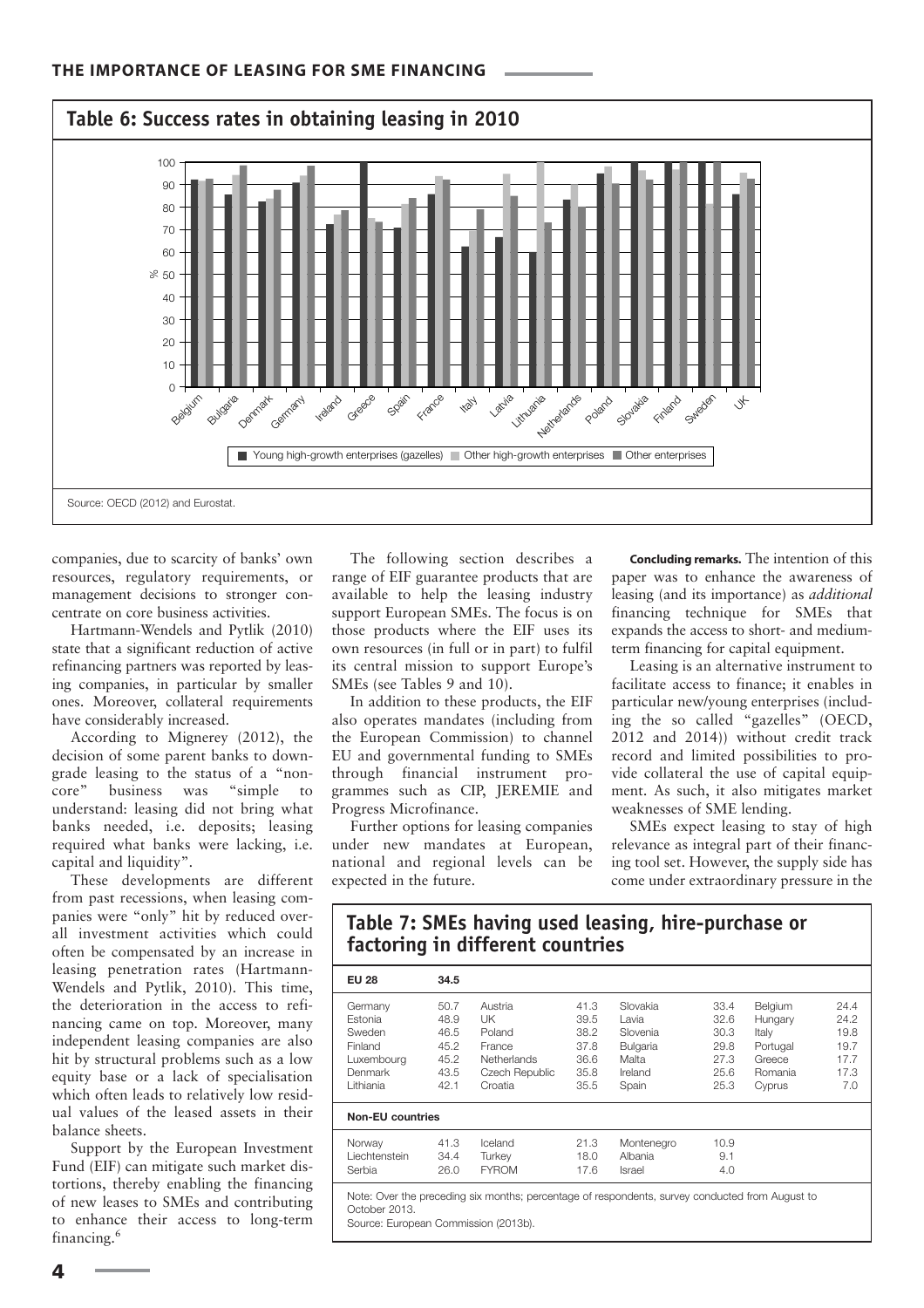## Table 6: Success rates in obtaining leasing in 2010

Source: OECD (2012) and Eurostat.

companies, due to scarcity of banks' own resources, regulatory requirements, or management decisions to stronger concentrate on core business activities.

Hartmann-Wendels and Pytlik (2010) state that a significant reduction of active refinancing partners was reported by leasing companies, in particular by smaller ones. Moreover, collateral requirements have considerably increased.

According to Mignerey (2012), the decision of some parent banks to downgrade leasing to the status of a "non-core" business was "simple to understand: leasing did not bring what banks needed, i.e. deposits; leasing required what banks were lacking, i.e. capital and liquidity".

These developments are different from past recessions, when leasing companies were "only" hit by reduced overall investment activities which could often be compensated by an increase in leasing penetration rates (Hartmann-Wendels and Pytlik, 2010). This time, the deterioration in the access to refinancing came on top. Moreover, many independent leasing companies are also hit by structural problems such as a low equity base or a lack of specialisation which often leads to relatively low residual values of the leased assets in their balance sheets.

Support by the European Investment Fund (EIF) can mitigate such market distortions, thereby enabling the financing of new leases to SMEs and contributing to enhance their access to long-term financing.[6]

The following section describes a range of EIF guarantee products that are available to help the leasing industry support European SMEs. The focus is on those products where the EIF uses its own resources (in full or in part) to fulfil its central mission to support Europe's SMEs (see Tables 9 and 10).

In addition to these products, the EIF also operates mandates (including from the European Commission) to channel EU and governmental funding to SMEs through financial instrument programmes such as CIP, JEREMIE and Progress Microfinance.

Further options for leasing companies under new mandates at European, national and regional levels can be expected in the future.

**Concluding remarks.** The intention of this paper was to enhance the awareness of leasing (and its importance) as *additional* financing technique for SMEs that expands the access to short- and medium-term financing for capital equipment.

Leasing is an alternative instrument to facilitate access to finance; it enables in particular new/young enterprises (including the so called "gazelles" (OECD, 2012 and 2014)) without credit track record and limited possibilities to provide collateral the use of capital equipment. As such, it also mitigates market weaknesses of SME lending.

SMEs expect leasing to stay of high relevance as integral part of their financing tool set. However, the supply side has come under extraordinary pressure in the

## Table 7: SMEs having used leasing, hire-purchase or factoring in different countries

| **EU 28** | **34.5** | | | | | | |
|---|---|---|---|---|---|---|---|
| Germany | 50.7 | Austria | 41.3 | Slovakia | 33.4 | Belgium | 24.4 |
| Estonia | 48.9 | UK | 39.5 | Lavia | 32.6 | Hungary | 24.2 |
| Sweden | 46.5 | Poland | 38.2 | Slovenia | 30.3 | Italy | 19.8 |
| Finland | 45.2 | France | 37.8 | Bulgaria | 29.8 | Portugal | 19.7 |
| Luxembourg | 45.2 | Netherlands | 36.6 | Malta | 27.3 | Greece | 17.7 |
| Denmark | 43.5 | Czech Republic | 35.8 | Ireland | 25.6 | Romania | 17.3 |
| Lithiania | 42.1 | Croatia | 35.5 | Spain | 25.3 | Cyprus | 7.0 |
| **Non-EU countries** | | | | | | | |
| Norway | 41.3 | Iceland | 21.3 | Montenegro | 10.9 | | |
| Liechtenstein | 34.4 | Turkey | 18.0 | Albania | 9.1 | | |
| Serbia | 26.0 | FYROM | 17.6 | Israel | 4.0 | | |

Note: Over the preceding six months; percentage of respondents, survey conducted from August to October 2013.
Source: European Commission (2013b).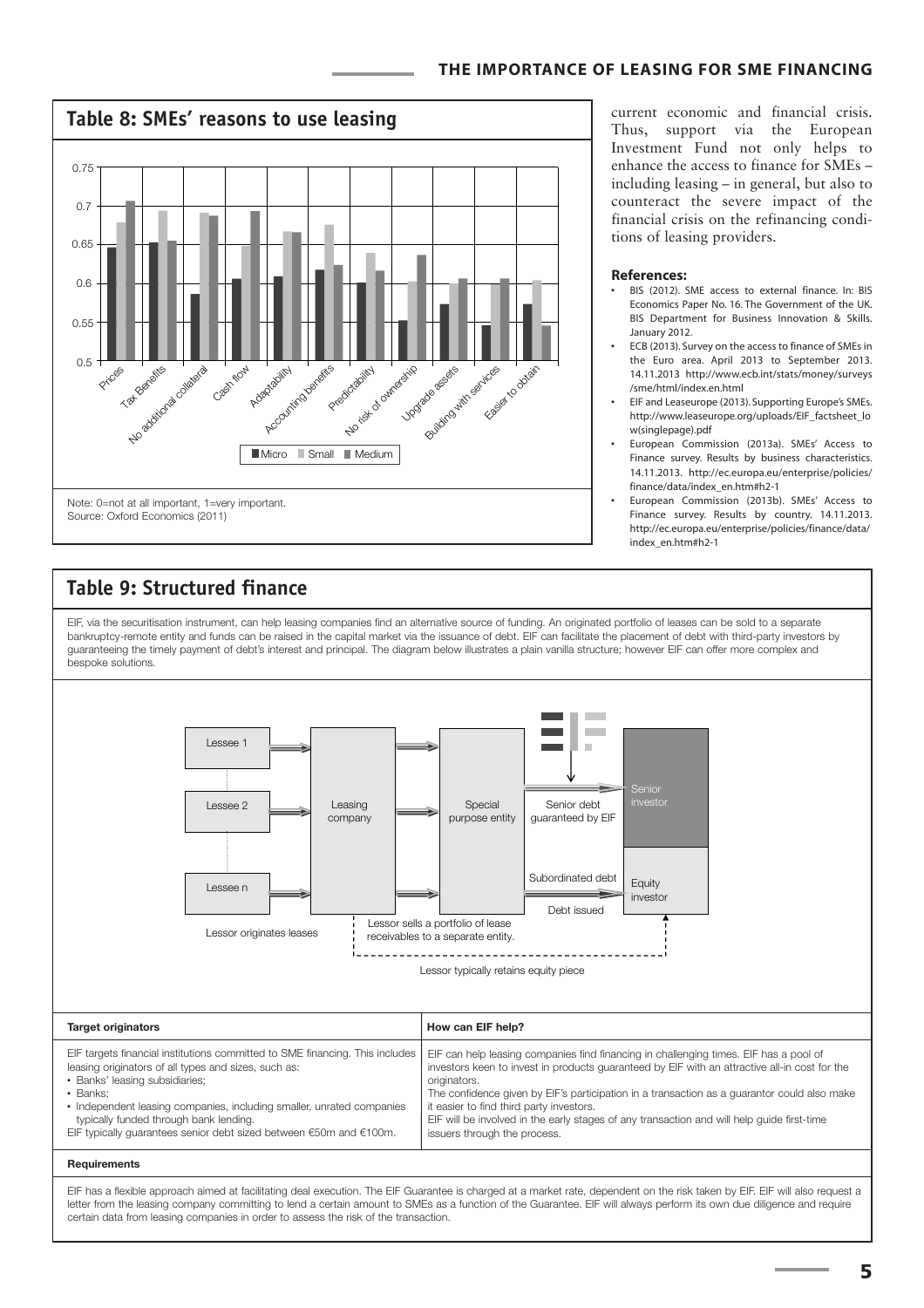## Table 8: SMEs' reasons to use leasing

Note: 0=not at all important, 1=very important.
Source: Oxford Economics (2011)

current economic and financial crisis. Thus, support via the European Investment Fund not only helps to enhance the access to finance for SMEs – including leasing – in general, but also to counteract the severe impact of the financial crisis on the refinancing conditions of leasing providers.

#### References:

- BIS (2012). SME access to external finance. In: BIS Economics Paper No. 16. The Government of the UK. BIS Department for Business Innovation & Skills. January 2012.
- ECB (2013). Survey on the access to finance of SMEs in the Euro area. April 2013 to September 2013. 14.11.2013 http://www.ecb.int/stats/money/surveys/sme/html/index.en.html
- EIF and Leaseurope (2013). Supporting Europe's SMEs. http://www.leaseurope.org/uploads/EIF_factsheet_low(singlepage).pdf
- European Commission (2013a). SMEs' Access to Finance survey. Results by business characteristics. 14.11.2013. http://ec.europa.eu/enterprise/policies/finance/data/index_en.htm#h2-1
- European Commission (2013b). SMEs' Access to Finance survey. Results by country. 14.11.2013. http://ec.europa.eu/enterprise/policies/finance/data/index_en.htm#h2-1

## Table 9: Structured finance

EIF, via the securitisation instrument, can help leasing companies find an alternative source of funding. An originated portfolio of leases can be sold to a separate bankruptcy-remote entity and funds can be raised in the capital market via the issuance of debt. EIF can facilitate the placement of debt with third-party investors by guaranteeing the timely payment of debt's interest and principal. The diagram below illustrates a plain vanilla structure; however EIF can offer more complex and bespoke solutions.

| Target originators | How can EIF help? |
|---|---|
| EIF targets financial institutions committed to SME financing. This includes leasing originators of all types and sizes, such as:<br>• Banks' leasing subsidiaries;<br>• Banks;<br>• Independent leasing companies, including smaller, unrated companies typically funded through bank lending.<br>EIF typically guarantees senior debt sized between €50m and €100m. | EIF can help leasing companies find financing in challenging times. EIF has a pool of investors keen to invest in products guaranteed by EIF with an attractive all-in cost for the originators.<br>The confidence given by EIF's participation in a transaction as a guarantor could also make it easier to find third party investors.<br>EIF will be involved in the early stages of any transaction and will help guide first-time issuers through the process. |

**Requirements**

EIF has a flexible approach aimed at facilitating deal execution. The EIF Guarantee is charged at a market rate, dependent on the risk taken by EIF. EIF will also request a letter from the leasing company committing to lend a certain amount to SMEs as a function of the Guarantee. EIF will always perform its own due diligence and require certain data from leasing companies in order to assess the risk of the transaction.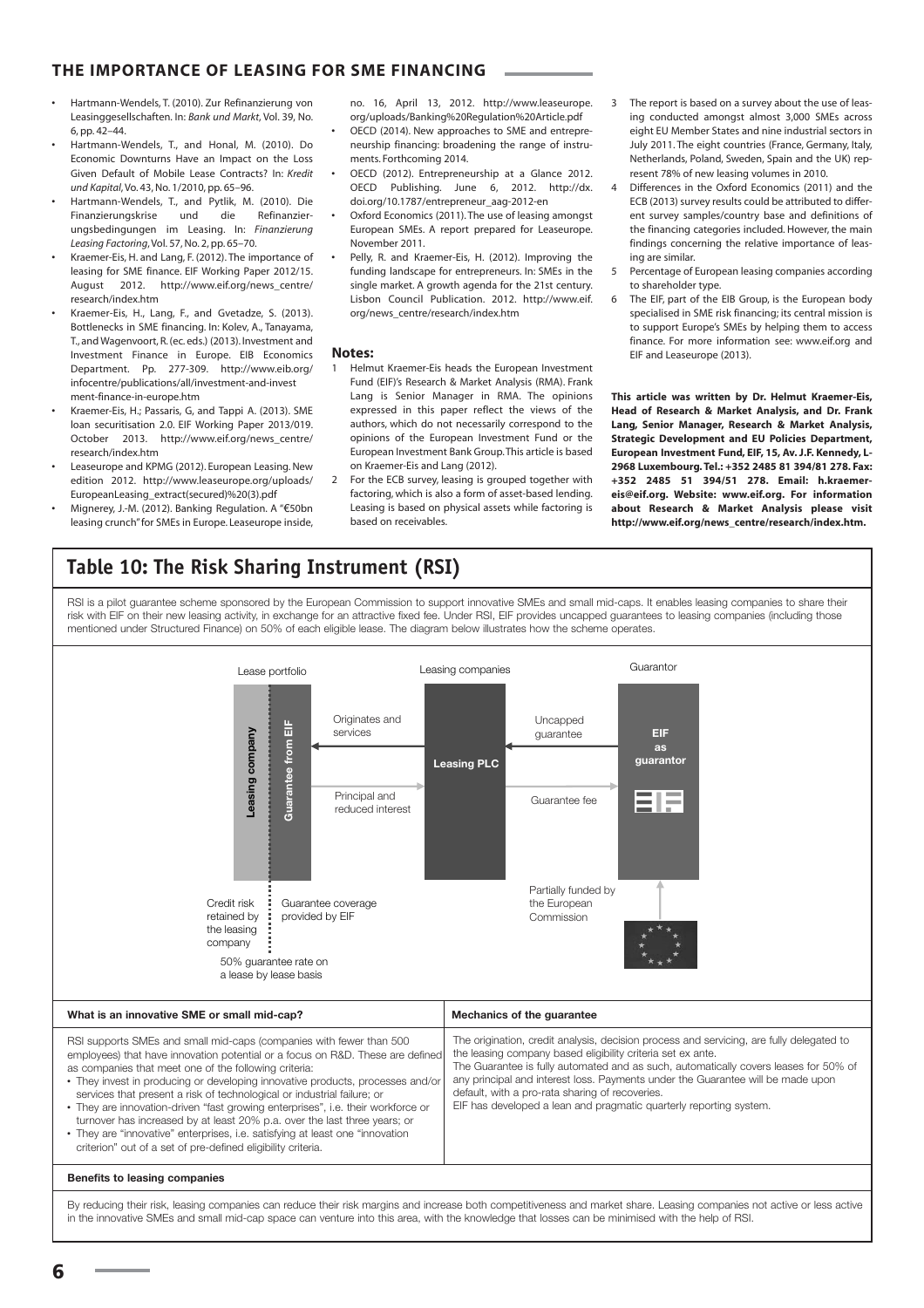- Hartmann-Wendels, T. (2010). Zur Refinanzierung von Leasinggesellschaften. In: *Bank und Markt*, Vol. 39, No. 6, pp. 42–44.
- Hartmann-Wendels, T., and Honal, M. (2010). Do Economic Downturns Have an Impact on the Loss Given Default of Mobile Lease Contracts? In: *Kredit und Kapital*, Vo. 43, No. 1/2010, pp. 65–96.
- Hartmann-Wendels, T., and Pytlik, M. (2010). Die Finanzierungskrise und die Refinanzierungsbedingungen im Leasing. In: *Finanzierung Leasing Factoring*, Vol. 57, No. 2, pp. 65–70.
- Kraemer-Eis, H. and Lang, F. (2012). The importance of leasing for SME finance. EIF Working Paper 2012/15. August 2012. http://www.eif.org/news_centre/research/index.htm
- Kraemer-Eis, H., Lang, F., and Gvetadze, S. (2013). Bottlenecks in SME financing. In: Kolev, A., Tanayama, T., and Wagenvoort, R. (ec. eds.) (2013). Investment and Investment Finance in Europe. EIB Economics Department. Pp. 277-309. http://www.eib.org/infocentre/publications/all/investment-and-investment-finance-in-europe.htm
- Kraemer-Eis, H.; Passaris, G, and Tappi A. (2013). SME loan securitisation 2.0. EIF Working Paper 2013/019. October 2013. http://www.eif.org/news_centre/research/index.htm
- Leaseurope and KPMG (2012). European Leasing. New edition 2012. http://www.leaseurope.org/uploads/EuropeanLeasing_extract(secured)%20(3).pdf
- Mignerey, J.-M. (2012). Banking Regulation. A "€50bn leasing crunch" for SMEs in Europe. Leaseurope inside, no. 16, April 13, 2012. http://www.leaseurope.org/uploads/Banking%20Regulation%20Article.pdf
- OECD (2014). New approaches to SME and entrepreneurship financing: broadening the range of instruments. Forthcoming 2014.
- OECD (2012). Entrepreneurship at a Glance 2012. OECD Publishing. June 6, 2012. http://dx.doi.org/10.1787/entrepreneur_aag-2012-en
- Oxford Economics (2011). The use of leasing amongst European SMEs. A report prepared for Leaseurope. November 2011.
- Pelly, R. and Kraemer-Eis, H. (2012). Improving the funding landscape for entrepreneurs. In: SMEs in the single market. A growth agenda for the 21st century. Lisbon Council Publication. 2012. http://www.eif.org/news_centre/research/index.htm

### Notes:

1. Helmut Kraemer-Eis heads the European Investment Fund (EIF)'s Research & Market Analysis (RMA). Frank Lang is Senior Manager in RMA. The opinions expressed in this paper reflect the views of the authors, which do not necessarily correspond to the opinions of the European Investment Fund or the European Investment Bank Group. This article is based on Kraemer-Eis and Lang (2012).
2. For the ECB survey, leasing is grouped together with factoring, which is also a form of asset-based lending. Leasing is based on physical assets while factoring is based on receivables.
3. The report is based on a survey about the use of leasing conducted amongst almost 3,000 SMEs across eight EU Member States and nine industrial sectors in July 2011. The eight countries (France, Germany, Italy, Netherlands, Poland, Sweden, Spain and the UK) represent 78% of new leasing volumes in 2010.
4. Differences in the Oxford Economics (2011) and the ECB (2013) survey results could be attributed to different survey samples/country base and definitions of the financing categories included. However, the main findings concerning the relative importance of leasing are similar.
5. Percentage of European leasing companies according to shareholder type.
6. The EIF, part of the EIB Group, is the European body specialised in SME risk financing; its central mission is to support Europe's SMEs by helping them to access finance. For more information see: www.eif.org and EIF and Leaseurope (2013).

**This article was written by Dr. Helmut Kraemer-Eis, Head of Research & Market Analysis, and Dr. Frank Lang, Senior Manager, Research & Market Analysis, Strategic Development and EU Policies Department, European Investment Fund, EIF, 15, Av. J.F. Kennedy, L-2968 Luxembourg. Tel.: +352 2485 81 394/81 278. Fax: +352 2485 51 394/51 278. Email: h.kraemer-eis@eif.org. Website: www.eif.org. For information about Research & Market Analysis please visit http://www.eif.org/news_centre/research/index.htm.**

## Table 10: The Risk Sharing Instrument (RSI)

RSI is a pilot guarantee scheme sponsored by the European Commission to support innovative SMEs and small mid-caps. It enables leasing companies to share their risk with EIF on their new leasing activity, in exchange for an attractive fixed fee. Under RSI, EIF provides uncapped guarantees to leasing companies (including those mentioned under Structured Finance) on 50% of each eligible lease. The diagram below illustrates how the scheme operates.

Lease portfolio
Leasing company
Guarantee from EIF
Originates and services
Principal and reduced interest
Leasing companies
Leasing PLC
Uncapped guarantee
Guarantee fee
Guarantor
EIF as guarantor
Partially funded by the European Commission
Credit risk retained by the leasing company
Guarantee coverage provided by EIF
50% guarantee rate on a lease by lease basis

| What is an innovative SME or small mid-cap? | Mechanics of the guarantee |
|---|---|
| RSI supports SMEs and small mid-caps (companies with fewer than 500 employees) that have innovation potential or a focus on R&D. These are defined as companies that meet one of the following criteria:<br>• They invest in producing or developing innovative products, processes and/or services that present a risk of technological or industrial failure; or<br>• They are innovation-driven "fast growing enterprises", i.e. their workforce or turnover has increased by at least 20% p.a. over the last three years; or<br>• They are "innovative" enterprises, i.e. satisfying at least one "innovation criterion" out of a set of pre-defined eligibility criteria. | The origination, credit analysis, decision process and servicing, are fully delegated to the leasing company based eligibility criteria set ex ante.<br>The Guarantee is fully automated and as such, automatically covers leases for 50% of any principal and interest loss. Payments under the Guarantee will be made upon default, with a pro-rata sharing of recoveries.<br>EIF has developed a lean and pragmatic quarterly reporting system. |

**Benefits to leasing companies**

By reducing their risk, leasing companies can reduce their risk margins and increase both competitiveness and market share. Leasing companies not active or less active in the innovative SMEs and small mid-cap space can venture into this area, with the knowledge that losses can be minimised with the help of RSI.